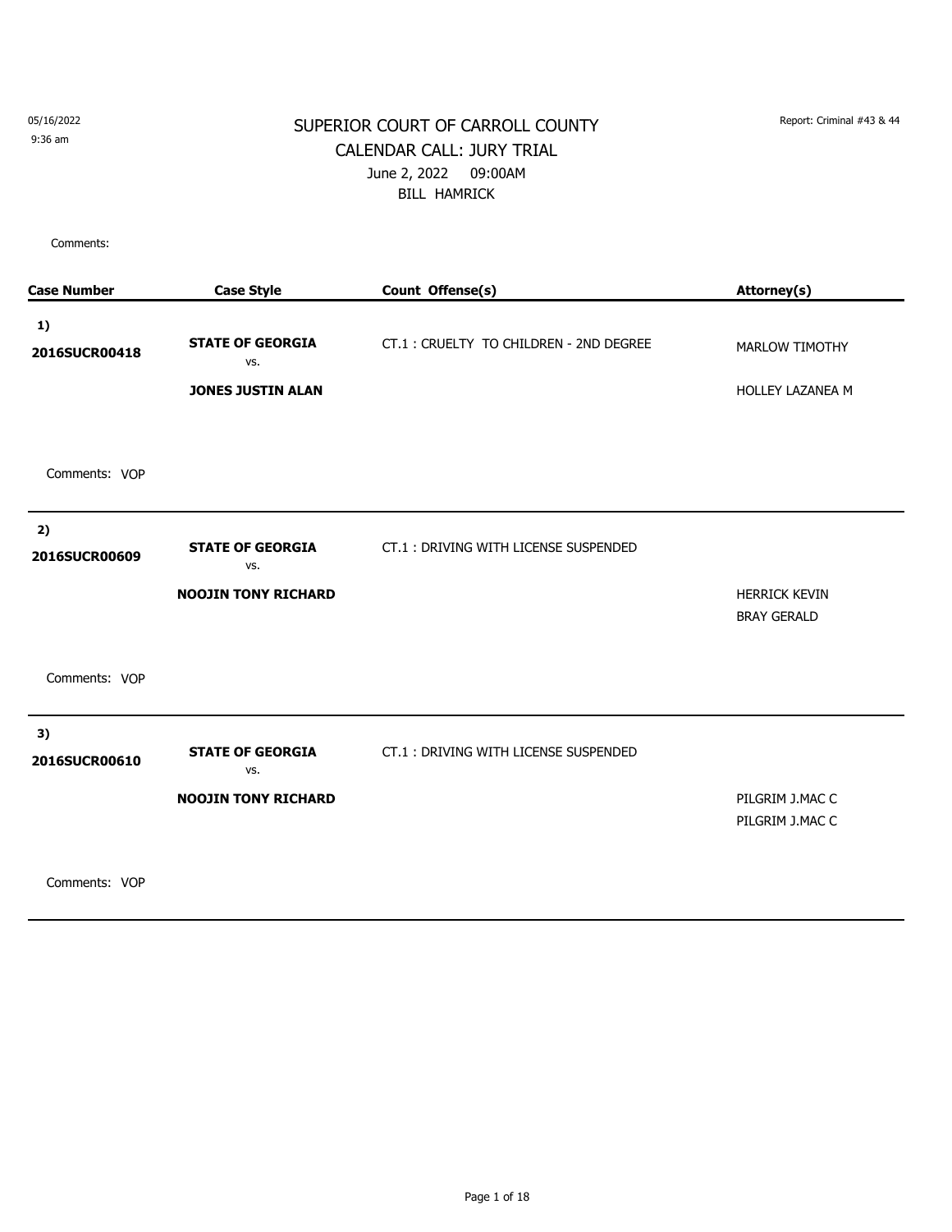05/16/2022
9:36 am

Report: Criminal #43 & 44

# SUPERIOR COURT OF CARROLL COUNTY

## CALENDAR CALL: JURY TRIAL

June 2, 2022 09:00AM

BILL HAMRICK

Comments:

| Case Number | Case Style | Count Offense(s) | Attorney(s) |
|---|---|---|---|
| **1)** **2016SUCR00418** | **STATE OF GEORGIA** vs. **JONES JUSTIN ALAN** | CT.1 : CRUELTY TO CHILDREN - 2ND DEGREE | MARLOW TIMOTHY<br>HOLLEY LAZANEA M |
| Comments: VOP | | | |
| **2)** **2016SUCR00609** | **STATE OF GEORGIA** vs. **NOOJIN TONY RICHARD** | CT.1 : DRIVING WITH LICENSE SUSPENDED | HERRICK KEVIN<br>BRAY GERALD |
| Comments: VOP | | | |
| **3)** **2016SUCR00610** | **STATE OF GEORGIA** vs. **NOOJIN TONY RICHARD** | CT.1 : DRIVING WITH LICENSE SUSPENDED | PILGRIM J.MAC C<br>PILGRIM J.MAC C |
| Comments: VOP | | | |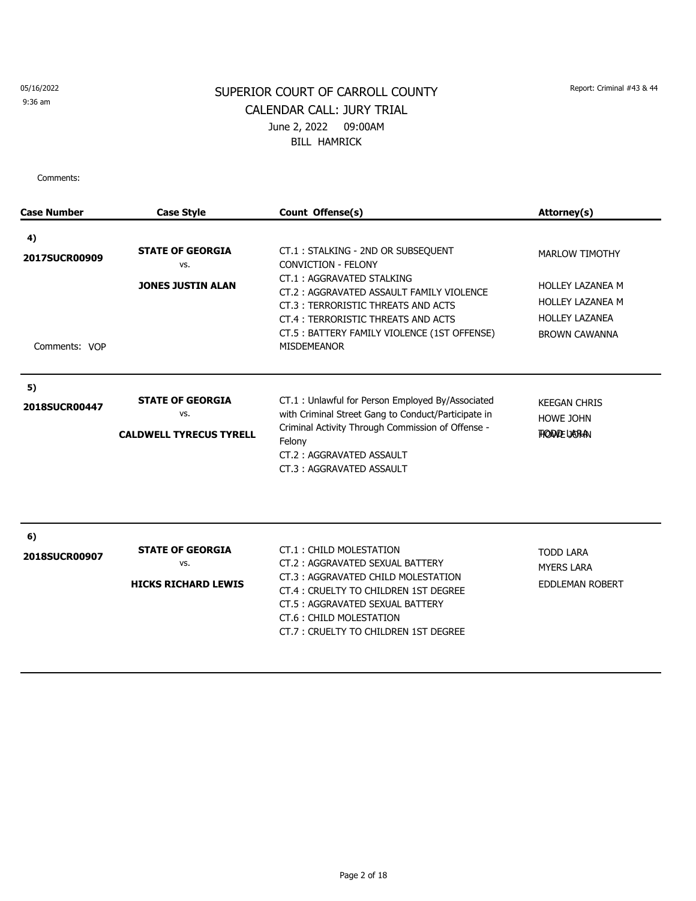05/16/2022
9:36 am

Report: Criminal #43 & 44

# SUPERIOR COURT OF CARROLL COUNTY

## CALENDAR CALL: JURY TRIAL

June 2, 2022 09:00AM

BILL HAMRICK

Comments:

| Case Number | Case Style | Count Offense(s) | Attorney(s) |
|---|---|---|---|
| **4)** **2017SUCR00909** Comments: VOP | **STATE OF GEORGIA** vs. **JONES JUSTIN ALAN** | CT.1 : STALKING - 2ND OR SUBSEQUENT CONVICTION - FELONY<br>CT.1 : AGGRAVATED STALKING<br>CT.2 : AGGRAVATED ASSAULT FAMILY VIOLENCE<br>CT.3 : TERRORISTIC THREATS AND ACTS<br>CT.4 : TERRORISTIC THREATS AND ACTS<br>CT.5 : BATTERY FAMILY VIOLENCE (1ST OFFENSE) MISDEMEANOR | MARLOW TIMOTHY<br>HOLLEY LAZANEA M<br>HOLLEY LAZANEA M<br>HOLLEY LAZANEA<br>BROWN CAWANNA |
| **5)** **2018SUCR00447** | **STATE OF GEORGIA** vs. **CALDWELL TYRECUS TYRELL** | CT.1 : Unlawful for Person Employed By/Associated with Criminal Street Gang to Conduct/Participate in Criminal Activity Through Commission of Offense - Felony<br>CT.2 : AGGRAVATED ASSAULT<br>CT.3 : AGGRAVATED ASSAULT | KEEGAN CHRIS<br>HOWE JOHN<br>TODD LARA<br>HOWE JOHN |
| **6)** **2018SUCR00907** | **STATE OF GEORGIA** vs. **HICKS RICHARD LEWIS** | CT.1 : CHILD MOLESTATION<br>CT.2 : AGGRAVATED SEXUAL BATTERY<br>CT.3 : AGGRAVATED CHILD MOLESTATION<br>CT.4 : CRUELTY TO CHILDREN 1ST DEGREE<br>CT.5 : AGGRAVATED SEXUAL BATTERY<br>CT.6 : CHILD MOLESTATION<br>CT.7 : CRUELTY TO CHILDREN 1ST DEGREE | TODD LARA<br>MYERS LARA<br>EDDLEMAN ROBERT |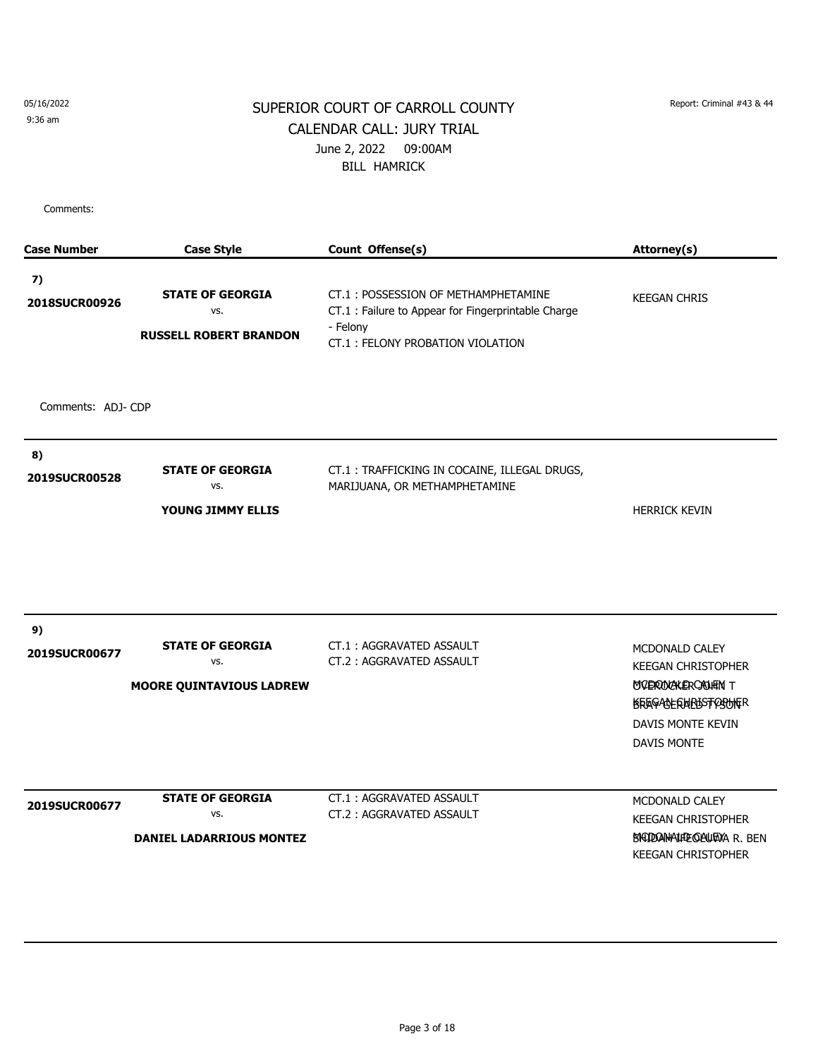SUPERIOR COURT OF CARROLL COUNTY
CALENDAR CALL: JURY TRIAL
June 2, 2022 09:00AM
BILL HAMRICK

05/16/2022
9:36 am

Report: Criminal #43 & 44

Comments:

| Case Number | Case Style | Count Offense(s) | Attorney(s) |
|---|---|---|---|
| 7) 2018SUCR00926 | **STATE OF GEORGIA** vs. **RUSSELL ROBERT BRANDON** | CT.1 : POSSESSION OF METHAMPHETAMINE<br>CT.1 : Failure to Appear for Fingerprintable Charge - Felony<br>CT.1 : FELONY PROBATION VIOLATION | KEEGAN CHRIS |

Comments: ADJ- CDP

| Case Number | Case Style | Count Offense(s) | Attorney(s) |
|---|---|---|---|
| 8) 2019SUCR00528 | **STATE OF GEORGIA** vs. **YOUNG JIMMY ELLIS** | CT.1 : TRAFFICKING IN COCAINE, ILLEGAL DRUGS, MARIJUANA, OR METHAMPHETAMINE | HERRICK KEVIN |
| 9) 2019SUCR00677 | **STATE OF GEORGIA** vs. **MOORE QUINTAVIOUS LADREW** | CT.1 : AGGRAVATED ASSAULT<br>CT.2 : AGGRAVATED ASSAULT | MCDONALD CALEY<br>KEEGAN CHRISTOPHER<br>MCDONALD CALEY / OVERACKER JOHN T<br>KEEGAN CHRISTOPHER / BRAY GERALD TYSON<br>DAVIS MONTE KEVIN<br>DAVIS MONTE |
| 2019SUCR00677 | **STATE OF GEORGIA** vs. **DANIEL LADARRIOUS MONTEZ** | CT.1 : AGGRAVATED ASSAULT<br>CT.2 : AGGRAVATED ASSAULT | MCDONALD CALEY<br>KEEGAN CHRISTOPHER<br>MCDONALD CALEY / SHIDANIFEOLUWA R. BEN<br>KEEGAN CHRISTOPHER |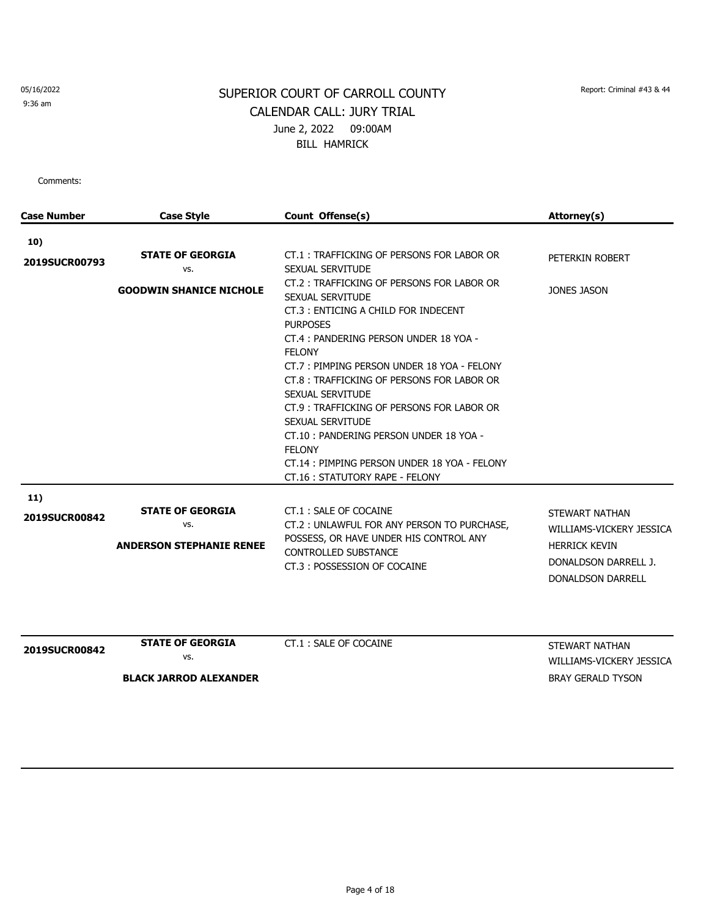05/16/2022
9:36 am

# SUPERIOR COURT OF CARROLL COUNTY

## CALENDAR CALL: JURY TRIAL

June 2, 2022 09:00AM

BILL HAMRICK

Report: Criminal #43 & 44

Comments:

| Case Number | Case Style | Count Offense(s) | Attorney(s) |
|---|---|---|---|
| **10)** **2019SUCR00793** | **STATE OF GEORGIA** vs. **GOODWIN SHANICE NICHOLE** | CT.1 : TRAFFICKING OF PERSONS FOR LABOR OR SEXUAL SERVITUDE<br>CT.2 : TRAFFICKING OF PERSONS FOR LABOR OR SEXUAL SERVITUDE<br>CT.3 : ENTICING A CHILD FOR INDECENT PURPOSES<br>CT.4 : PANDERING PERSON UNDER 18 YOA - FELONY<br>CT.7 : PIMPING PERSON UNDER 18 YOA - FELONY<br>CT.8 : TRAFFICKING OF PERSONS FOR LABOR OR SEXUAL SERVITUDE<br>CT.9 : TRAFFICKING OF PERSONS FOR LABOR OR SEXUAL SERVITUDE<br>CT.10 : PANDERING PERSON UNDER 18 YOA - FELONY<br>CT.14 : PIMPING PERSON UNDER 18 YOA - FELONY<br>CT.16 : STATUTORY RAPE - FELONY | PETERKIN ROBERT<br>JONES JASON |
| **11)** **2019SUCR00842** | **STATE OF GEORGIA** vs. **ANDERSON STEPHANIE RENEE** | CT.1 : SALE OF COCAINE<br>CT.2 : UNLAWFUL FOR ANY PERSON TO PURCHASE, POSSESS, OR HAVE UNDER HIS CONTROL ANY CONTROLLED SUBSTANCE<br>CT.3 : POSSESSION OF COCAINE | STEWART NATHAN<br>WILLIAMS-VICKERY JESSICA<br>HERRICK KEVIN<br>DONALDSON DARRELL J.<br>DONALDSON DARRELL |
| **2019SUCR00842** | **STATE OF GEORGIA** vs. **BLACK JARROD ALEXANDER** | CT.1 : SALE OF COCAINE | STEWART NATHAN<br>WILLIAMS-VICKERY JESSICA<br>BRAY GERALD TYSON |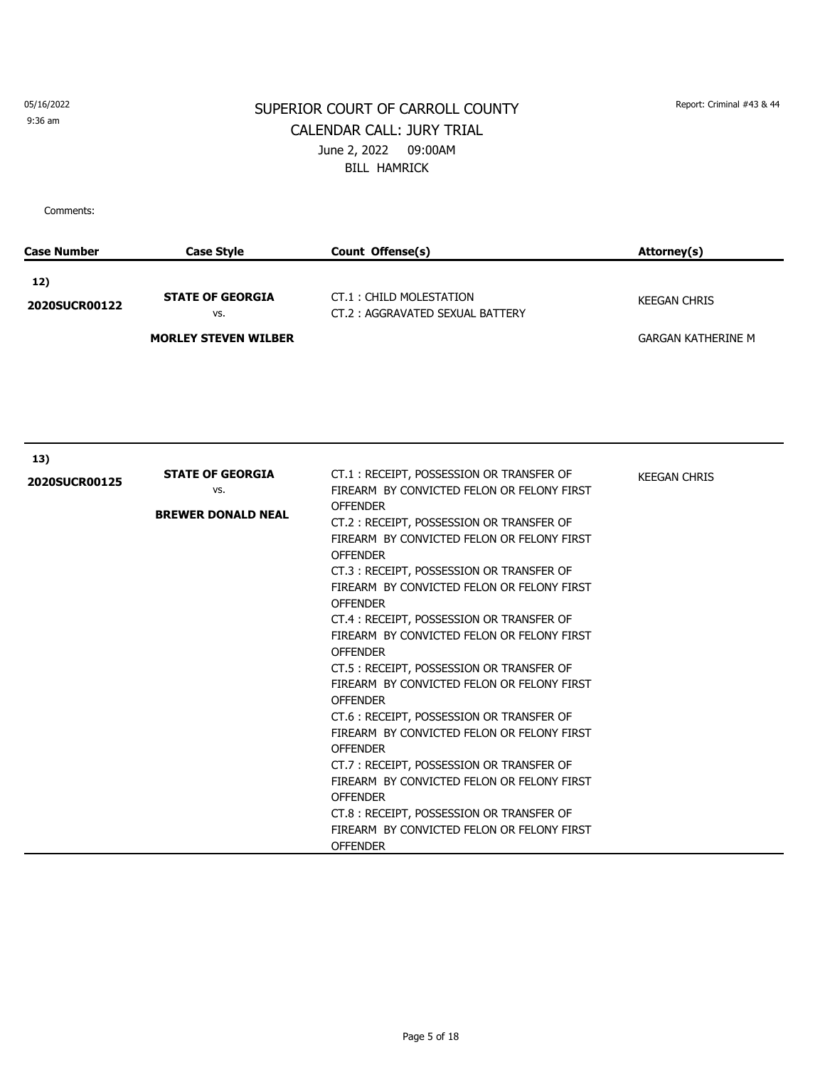05/16/2022
9:36 am

# SUPERIOR COURT OF CARROLL COUNTY

## CALENDAR CALL: JURY TRIAL

June 2, 2022 09:00AM

BILL HAMRICK

Report: Criminal #43 & 44

Comments:

| Case Number | Case Style | Count Offense(s) | Attorney(s) |
|---|---|---|---|
| **12)** **2020SUCR00122** | **STATE OF GEORGIA** vs. **MORLEY STEVEN WILBER** | CT.1 : CHILD MOLESTATION<br>CT.2 : AGGRAVATED SEXUAL BATTERY | KEEGAN CHRIS<br>GARGAN KATHERINE M |
| **13)** **2020SUCR00125** | **STATE OF GEORGIA** vs. **BREWER DONALD NEAL** | CT.1 : RECEIPT, POSSESSION OR TRANSFER OF FIREARM BY CONVICTED FELON OR FELONY FIRST OFFENDER<br>CT.2 : RECEIPT, POSSESSION OR TRANSFER OF FIREARM BY CONVICTED FELON OR FELONY FIRST OFFENDER<br>CT.3 : RECEIPT, POSSESSION OR TRANSFER OF FIREARM BY CONVICTED FELON OR FELONY FIRST OFFENDER<br>CT.4 : RECEIPT, POSSESSION OR TRANSFER OF FIREARM BY CONVICTED FELON OR FELONY FIRST OFFENDER<br>CT.5 : RECEIPT, POSSESSION OR TRANSFER OF FIREARM BY CONVICTED FELON OR FELONY FIRST OFFENDER<br>CT.6 : RECEIPT, POSSESSION OR TRANSFER OF FIREARM BY CONVICTED FELON OR FELONY FIRST OFFENDER<br>CT.7 : RECEIPT, POSSESSION OR TRANSFER OF FIREARM BY CONVICTED FELON OR FELONY FIRST OFFENDER<br>CT.8 : RECEIPT, POSSESSION OR TRANSFER OF FIREARM BY CONVICTED FELON OR FELONY FIRST OFFENDER | KEEGAN CHRIS |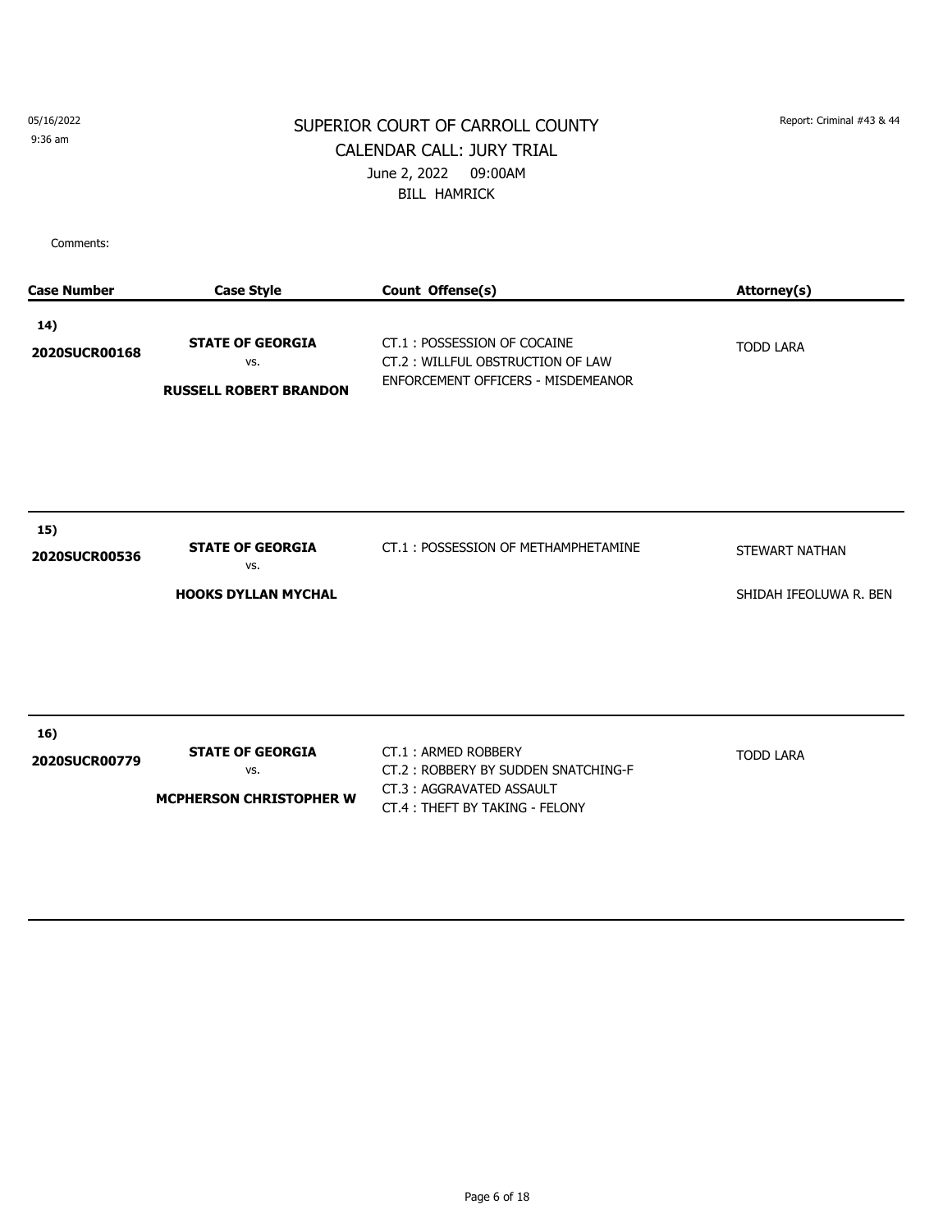05/16/2022
9:36 am

# SUPERIOR COURT OF CARROLL COUNTY

## CALENDAR CALL: JURY TRIAL

June 2, 2022 09:00AM

BILL HAMRICK

Report: Criminal #43 & 44

Comments:

| Case Number | Case Style | Count Offense(s) | Attorney(s) |
|---|---|---|---|
| 14) 2020SUCR00168 | **STATE OF GEORGIA** vs. **RUSSELL ROBERT BRANDON** | CT.1 : POSSESSION OF COCAINE<br>CT.2 : WILLFUL OBSTRUCTION OF LAW ENFORCEMENT OFFICERS - MISDEMEANOR | TODD LARA |
| 15) 2020SUCR00536 | **STATE OF GEORGIA** vs. **HOOKS DYLLAN MYCHAL** | CT.1 : POSSESSION OF METHAMPHETAMINE | STEWART NATHAN<br>SHIDAH IFEOLUWA R. BEN |
| 16) 2020SUCR00779 | **STATE OF GEORGIA** vs. **MCPHERSON CHRISTOPHER W** | CT.1 : ARMED ROBBERY<br>CT.2 : ROBBERY BY SUDDEN SNATCHING-F<br>CT.3 : AGGRAVATED ASSAULT<br>CT.4 : THEFT BY TAKING - FELONY | TODD LARA |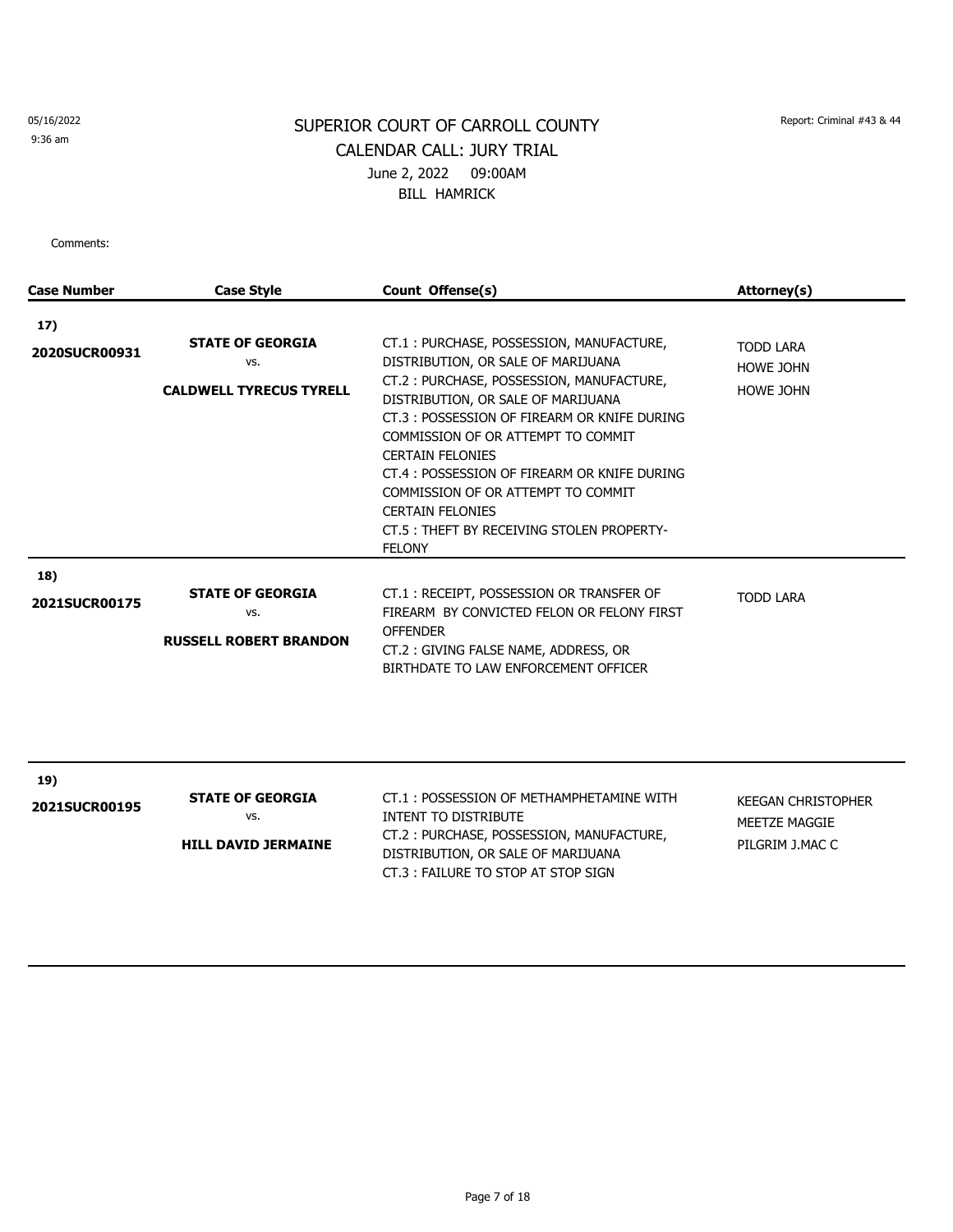05/16/2022
9:36 am

# SUPERIOR COURT OF CARROLL COUNTY

## CALENDAR CALL: JURY TRIAL

June 2, 2022 09:00AM

BILL HAMRICK

Report: Criminal #43 & 44

Comments:

| Case Number | Case Style | Count Offense(s) | Attorney(s) |
|---|---|---|---|
| **17)** **2020SUCR00931** | **STATE OF GEORGIA** vs. **CALDWELL TYRECUS TYRELL** | CT.1 : PURCHASE, POSSESSION, MANUFACTURE, DISTRIBUTION, OR SALE OF MARIJUANA<br>CT.2 : PURCHASE, POSSESSION, MANUFACTURE, DISTRIBUTION, OR SALE OF MARIJUANA<br>CT.3 : POSSESSION OF FIREARM OR KNIFE DURING COMMISSION OF OR ATTEMPT TO COMMIT CERTAIN FELONIES<br>CT.4 : POSSESSION OF FIREARM OR KNIFE DURING COMMISSION OF OR ATTEMPT TO COMMIT CERTAIN FELONIES<br>CT.5 : THEFT BY RECEIVING STOLEN PROPERTY-FELONY | TODD LARA<br>HOWE JOHN<br>HOWE JOHN |
| **18)** **2021SUCR00175** | **STATE OF GEORGIA** vs. **RUSSELL ROBERT BRANDON** | CT.1 : RECEIPT, POSSESSION OR TRANSFER OF FIREARM BY CONVICTED FELON OR FELONY FIRST OFFENDER<br>CT.2 : GIVING FALSE NAME, ADDRESS, OR BIRTHDATE TO LAW ENFORCEMENT OFFICER | TODD LARA |
| **19)** **2021SUCR00195** | **STATE OF GEORGIA** vs. **HILL DAVID JERMAINE** | CT.1 : POSSESSION OF METHAMPHETAMINE WITH INTENT TO DISTRIBUTE<br>CT.2 : PURCHASE, POSSESSION, MANUFACTURE, DISTRIBUTION, OR SALE OF MARIJUANA<br>CT.3 : FAILURE TO STOP AT STOP SIGN | KEEGAN CHRISTOPHER<br>MEETZE MAGGIE<br>PILGRIM J.MAC C |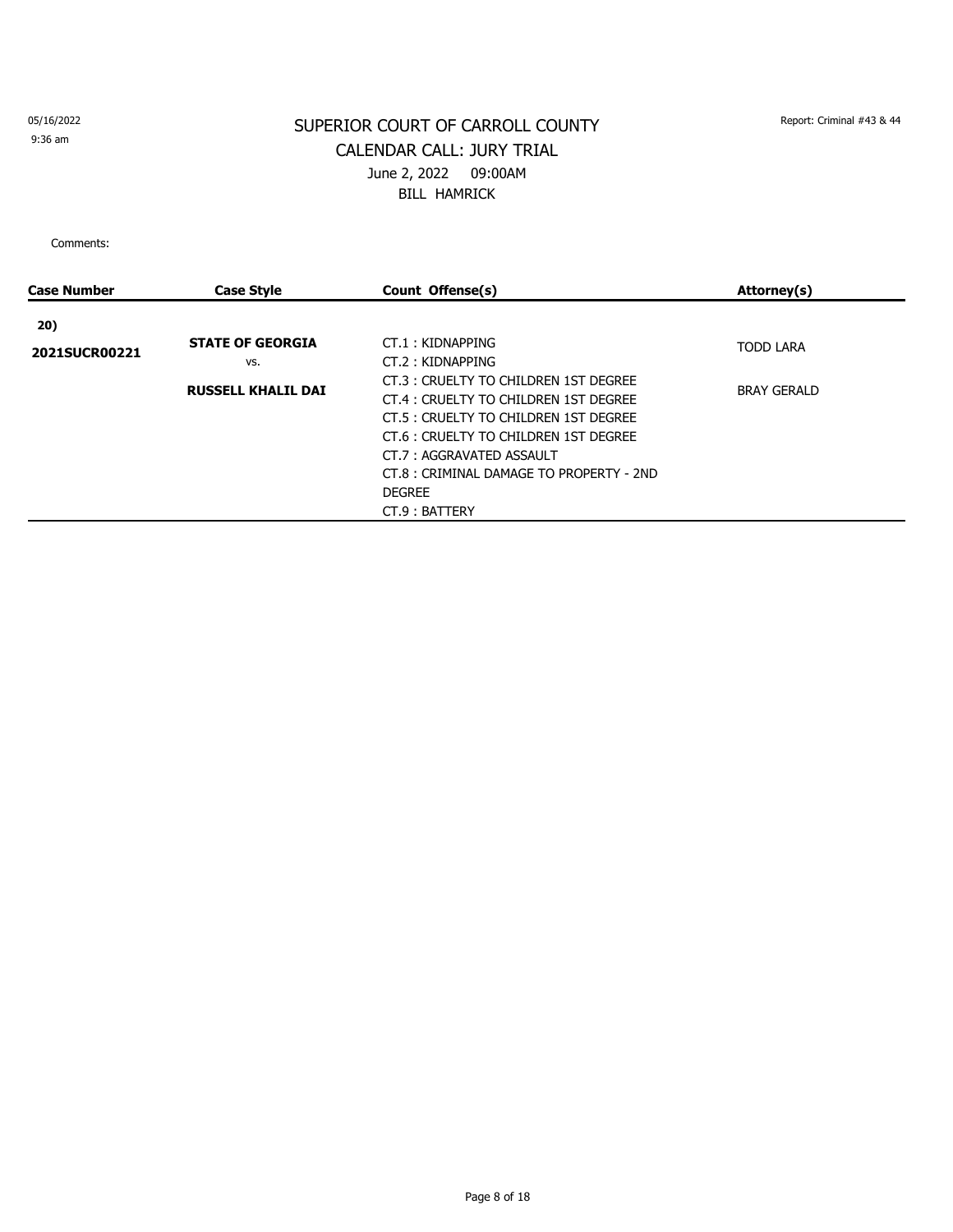05/16/2022
9:36 am

Report: Criminal #43 & 44

# SUPERIOR COURT OF CARROLL COUNTY
## CALENDAR CALL: JURY TRIAL
June 2, 2022 09:00AM
BILL HAMRICK

Comments:

| Case Number | Case Style | Count Offense(s) | Attorney(s) |
|---|---|---|---|
| **20)** | | | |
| **2021SUCR00221** | **STATE OF GEORGIA** vs. **RUSSELL KHALIL DAI** | CT.1 : KIDNAPPING<br>CT.2 : KIDNAPPING<br>CT.3 : CRUELTY TO CHILDREN 1ST DEGREE<br>CT.4 : CRUELTY TO CHILDREN 1ST DEGREE<br>CT.5 : CRUELTY TO CHILDREN 1ST DEGREE<br>CT.6 : CRUELTY TO CHILDREN 1ST DEGREE<br>CT.7 : AGGRAVATED ASSAULT<br>CT.8 : CRIMINAL DAMAGE TO PROPERTY - 2ND DEGREE<br>CT.9 : BATTERY | TODD LARA<br>BRAY GERALD |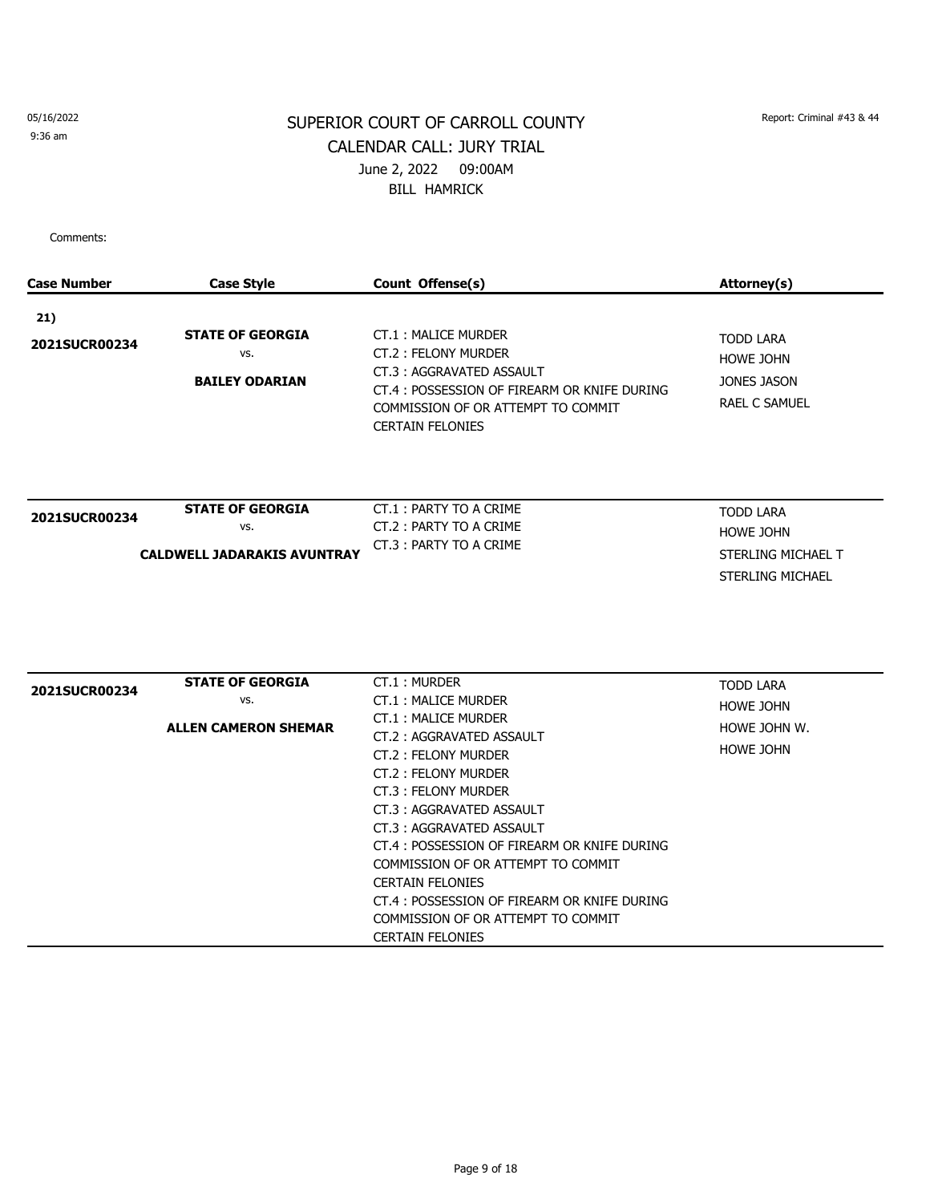05/16/2022
9:36 am

Report: Criminal #43 & 44

# SUPERIOR COURT OF CARROLL COUNTY

## CALENDAR CALL: JURY TRIAL

June 2, 2022 09:00AM

BILL HAMRICK

Comments:

| Case Number | Case Style | Count Offense(s) | Attorney(s) |
|---|---|---|---|
| **21)**<br>**2021SUCR00234** | **STATE OF GEORGIA**<br>vs.<br>**BAILEY ODARIAN** | CT.1 : MALICE MURDER<br>CT.2 : FELONY MURDER<br>CT.3 : AGGRAVATED ASSAULT<br>CT.4 : POSSESSION OF FIREARM OR KNIFE DURING COMMISSION OF OR ATTEMPT TO COMMIT CERTAIN FELONIES | TODD LARA<br>HOWE JOHN<br>JONES JASON<br>RAEL C SAMUEL |
| **2021SUCR00234** | **STATE OF GEORGIA**<br>vs.<br>**CALDWELL JADARAKIS AVUNTRAY** | CT.1 : PARTY TO A CRIME<br>CT.2 : PARTY TO A CRIME<br>CT.3 : PARTY TO A CRIME | TODD LARA<br>HOWE JOHN<br>STERLING MICHAEL T<br>STERLING MICHAEL |
| **2021SUCR00234** | **STATE OF GEORGIA**<br>vs.<br>**ALLEN CAMERON SHEMAR** | CT.1 : MURDER<br>CT.1 : MALICE MURDER<br>CT.1 : MALICE MURDER<br>CT.2 : AGGRAVATED ASSAULT<br>CT.2 : FELONY MURDER<br>CT.2 : FELONY MURDER<br>CT.3 : FELONY MURDER<br>CT.3 : AGGRAVATED ASSAULT<br>CT.3 : AGGRAVATED ASSAULT<br>CT.4 : POSSESSION OF FIREARM OR KNIFE DURING COMMISSION OF OR ATTEMPT TO COMMIT CERTAIN FELONIES<br>CT.4 : POSSESSION OF FIREARM OR KNIFE DURING COMMISSION OF OR ATTEMPT TO COMMIT CERTAIN FELONIES | TODD LARA<br>HOWE JOHN<br>HOWE JOHN W.<br>HOWE JOHN |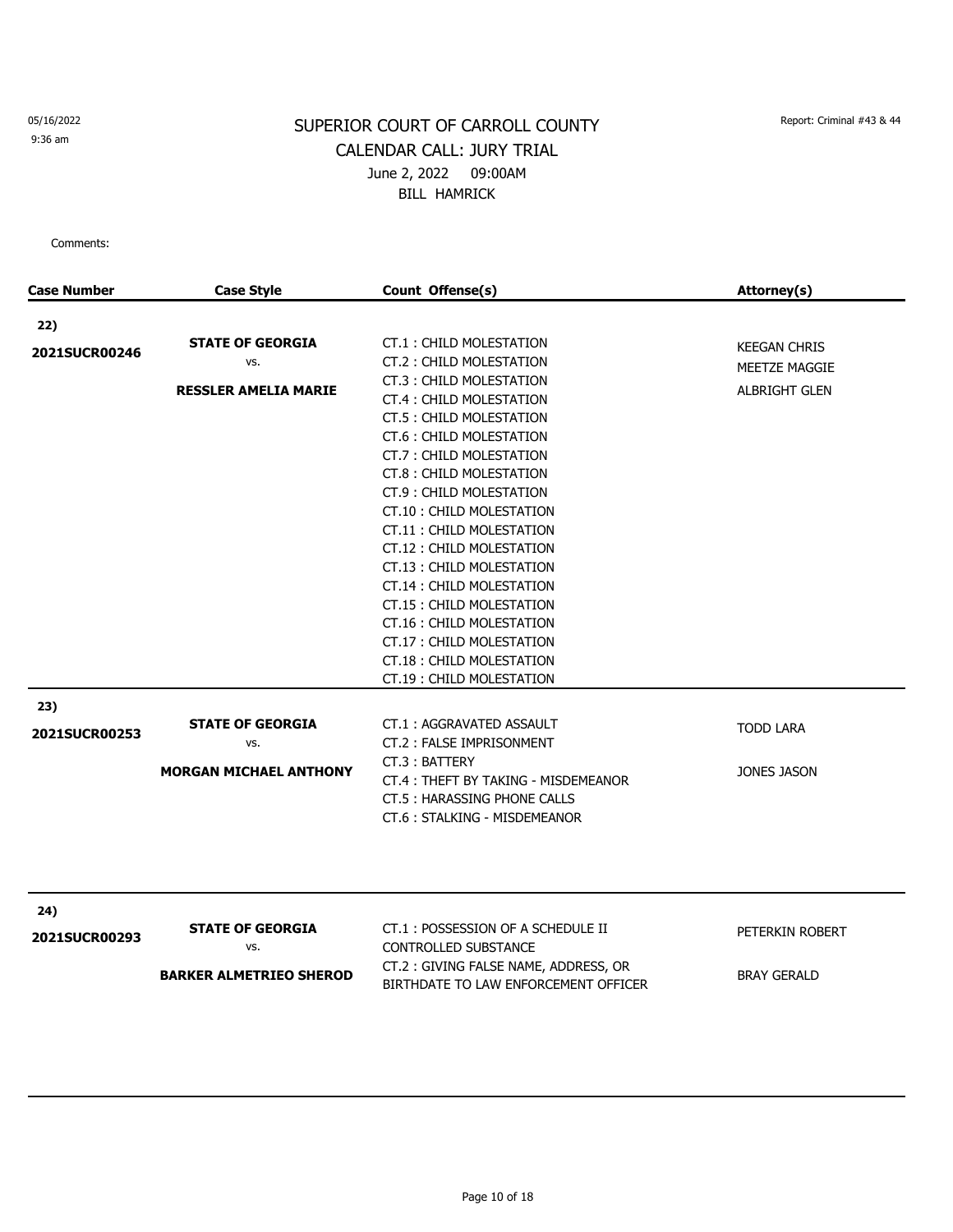05/16/2022
9:36 am

# SUPERIOR COURT OF CARROLL COUNTY
## CALENDAR CALL: JURY TRIAL
June 2, 2022 09:00AM
BILL HAMRICK

Report: Criminal #43 & 44

Comments:

| Case Number | Case Style | Count Offense(s) | Attorney(s) |
|---|---|---|---|
| **22)** **2021SUCR00246** | **STATE OF GEORGIA** vs. **RESSLER AMELIA MARIE** | CT.1 : CHILD MOLESTATION<br>CT.2 : CHILD MOLESTATION<br>CT.3 : CHILD MOLESTATION<br>CT.4 : CHILD MOLESTATION<br>CT.5 : CHILD MOLESTATION<br>CT.6 : CHILD MOLESTATION<br>CT.7 : CHILD MOLESTATION<br>CT.8 : CHILD MOLESTATION<br>CT.9 : CHILD MOLESTATION<br>CT.10 : CHILD MOLESTATION<br>CT.11 : CHILD MOLESTATION<br>CT.12 : CHILD MOLESTATION<br>CT.13 : CHILD MOLESTATION<br>CT.14 : CHILD MOLESTATION<br>CT.15 : CHILD MOLESTATION<br>CT.16 : CHILD MOLESTATION<br>CT.17 : CHILD MOLESTATION<br>CT.18 : CHILD MOLESTATION<br>CT.19 : CHILD MOLESTATION | KEEGAN CHRIS<br>MEETZE MAGGIE<br>ALBRIGHT GLEN |
| **23)** **2021SUCR00253** | **STATE OF GEORGIA** vs. **MORGAN MICHAEL ANTHONY** | CT.1 : AGGRAVATED ASSAULT<br>CT.2 : FALSE IMPRISONMENT<br>CT.3 : BATTERY<br>CT.4 : THEFT BY TAKING - MISDEMEANOR<br>CT.5 : HARASSING PHONE CALLS<br>CT.6 : STALKING - MISDEMEANOR | TODD LARA<br>JONES JASON |
| **24)** **2021SUCR00293** | **STATE OF GEORGIA** vs. **BARKER ALMETRIEO SHEROD** | CT.1 : POSSESSION OF A SCHEDULE II CONTROLLED SUBSTANCE<br>CT.2 : GIVING FALSE NAME, ADDRESS, OR BIRTHDATE TO LAW ENFORCEMENT OFFICER | PETERKIN ROBERT<br>BRAY GERALD |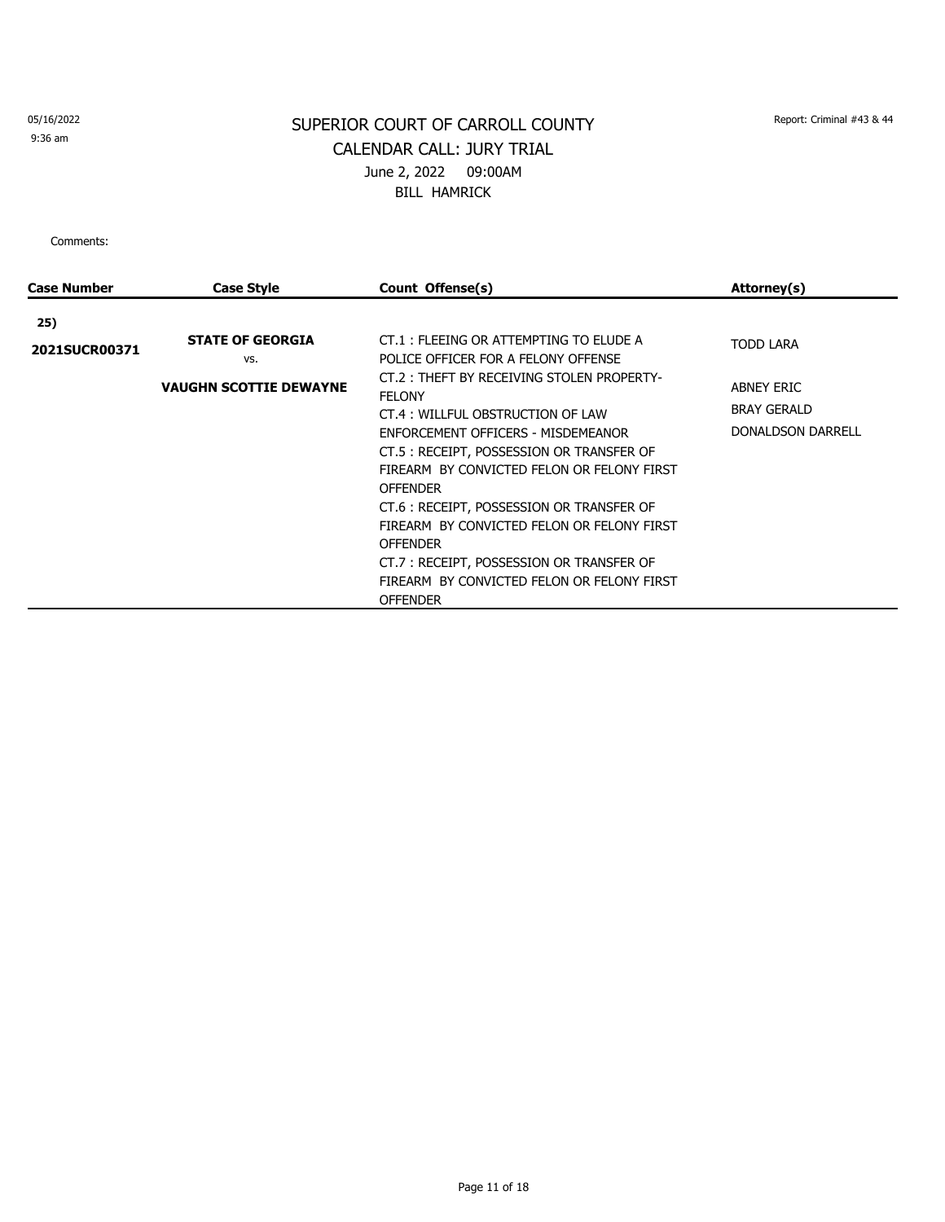05/16/2022
9:36 am

Report: Criminal #43 & 44

# SUPERIOR COURT OF CARROLL COUNTY

## CALENDAR CALL: JURY TRIAL

June 2, 2022 09:00AM

BILL HAMRICK

Comments:

| Case Number | Case Style | Count Offense(s) | Attorney(s) |
|---|---|---|---|
| **25)** **2021SUCR00371** | **STATE OF GEORGIA** vs. **VAUGHN SCOTTIE DEWAYNE** | CT.1 : FLEEING OR ATTEMPTING TO ELUDE A POLICE OFFICER FOR A FELONY OFFENSE<br>CT.2 : THEFT BY RECEIVING STOLEN PROPERTY-FELONY<br>CT.4 : WILLFUL OBSTRUCTION OF LAW ENFORCEMENT OFFICERS - MISDEMEANOR<br>CT.5 : RECEIPT, POSSESSION OR TRANSFER OF FIREARM BY CONVICTED FELON OR FELONY FIRST OFFENDER<br>CT.6 : RECEIPT, POSSESSION OR TRANSFER OF FIREARM BY CONVICTED FELON OR FELONY FIRST OFFENDER<br>CT.7 : RECEIPT, POSSESSION OR TRANSFER OF FIREARM BY CONVICTED FELON OR FELONY FIRST OFFENDER | TODD LARA<br><br>ABNEY ERIC<br>BRAY GERALD<br>DONALDSON DARRELL |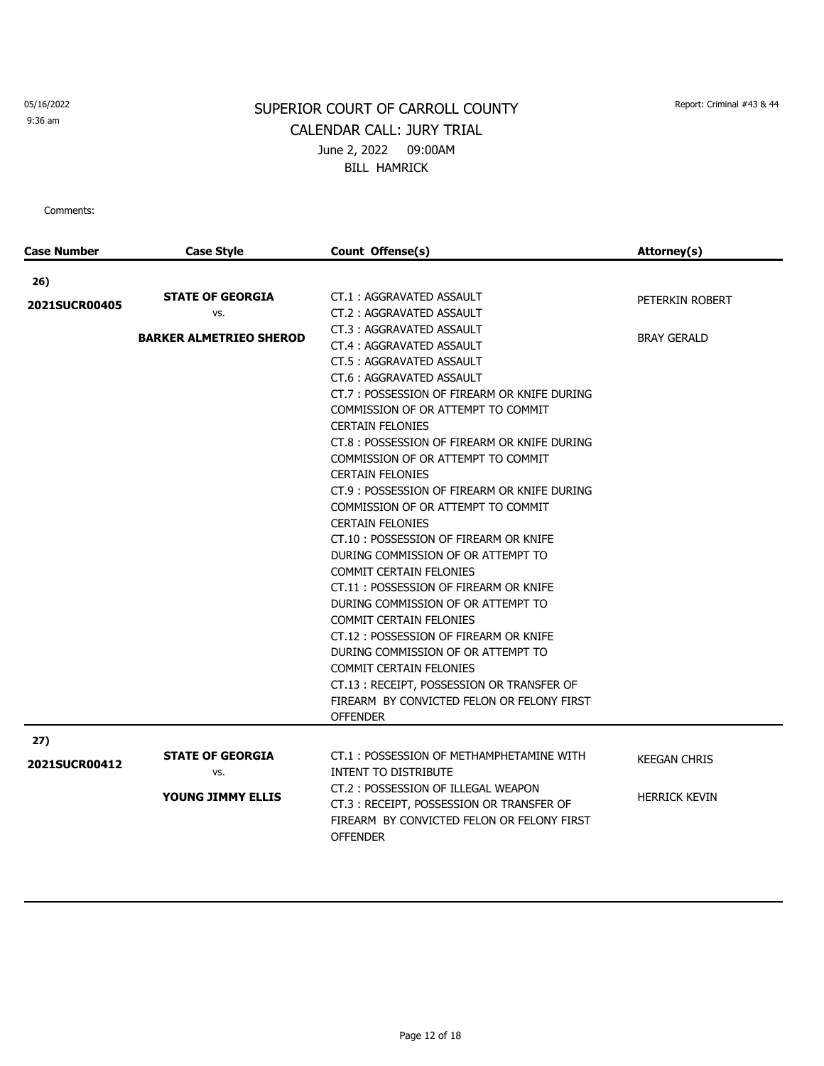05/16/2022
9:36 am

# SUPERIOR COURT OF CARROLL COUNTY
## CALENDAR CALL: JURY TRIAL
June 2, 2022 09:00AM
BILL HAMRICK

Report: Criminal #43 & 44

Comments:

| Case Number | Case Style | Count Offense(s) | Attorney(s) |
|---|---|---|---|
| **26)** **2021SUCR00405** | **STATE OF GEORGIA** vs. **BARKER ALMETRIEO SHEROD** | CT.1 : AGGRAVATED ASSAULT<br>CT.2 : AGGRAVATED ASSAULT<br>CT.3 : AGGRAVATED ASSAULT<br>CT.4 : AGGRAVATED ASSAULT<br>CT.5 : AGGRAVATED ASSAULT<br>CT.6 : AGGRAVATED ASSAULT<br>CT.7 : POSSESSION OF FIREARM OR KNIFE DURING COMMISSION OF OR ATTEMPT TO COMMIT CERTAIN FELONIES<br>CT.8 : POSSESSION OF FIREARM OR KNIFE DURING COMMISSION OF OR ATTEMPT TO COMMIT CERTAIN FELONIES<br>CT.9 : POSSESSION OF FIREARM OR KNIFE DURING COMMISSION OF OR ATTEMPT TO COMMIT CERTAIN FELONIES<br>CT.10 : POSSESSION OF FIREARM OR KNIFE DURING COMMISSION OF OR ATTEMPT TO COMMIT CERTAIN FELONIES<br>CT.11 : POSSESSION OF FIREARM OR KNIFE DURING COMMISSION OF OR ATTEMPT TO COMMIT CERTAIN FELONIES<br>CT.12 : POSSESSION OF FIREARM OR KNIFE DURING COMMISSION OF OR ATTEMPT TO COMMIT CERTAIN FELONIES<br>CT.13 : RECEIPT, POSSESSION OR TRANSFER OF FIREARM BY CONVICTED FELON OR FELONY FIRST OFFENDER | PETERKIN ROBERT<br><br>BRAY GERALD |
| **27)** **2021SUCR00412** | **STATE OF GEORGIA** vs. **YOUNG JIMMY ELLIS** | CT.1 : POSSESSION OF METHAMPHETAMINE WITH INTENT TO DISTRIBUTE<br>CT.2 : POSSESSION OF ILLEGAL WEAPON<br>CT.3 : RECEIPT, POSSESSION OR TRANSFER OF FIREARM BY CONVICTED FELON OR FELONY FIRST OFFENDER | KEEGAN CHRIS<br><br>HERRICK KEVIN |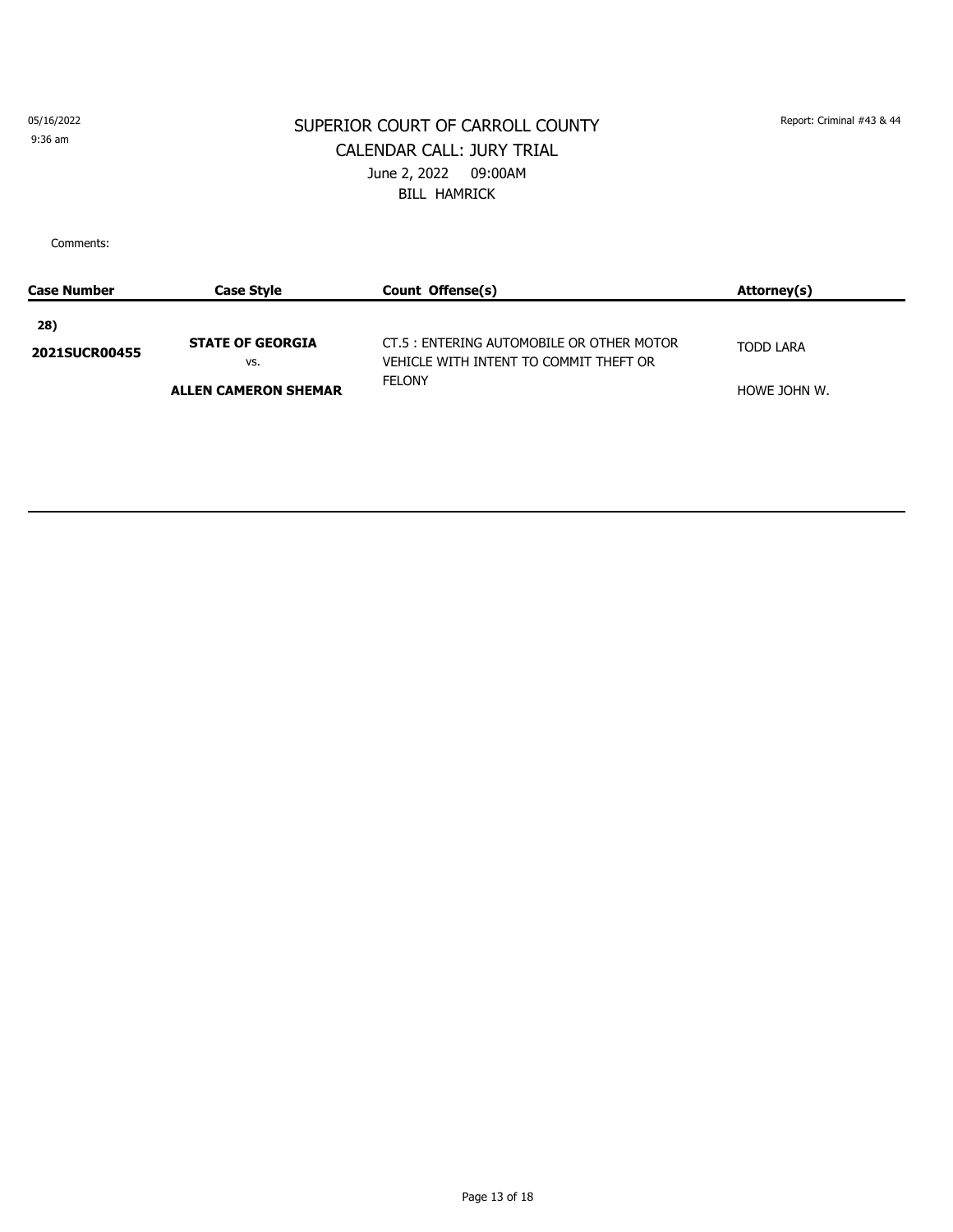05/16/2022
9:36 am

# SUPERIOR COURT OF CARROLL COUNTY

## CALENDAR CALL: JURY TRIAL

June 2, 2022 09:00AM

BILL HAMRICK

Report: Criminal #43 & 44

Comments:

| Case Number | Case Style | Count Offense(s) | Attorney(s) |
|---|---|---|---|
| **28)** **2021SUCR00455** | **STATE OF GEORGIA** vs. **ALLEN CAMERON SHEMAR** | CT.5 : ENTERING AUTOMOBILE OR OTHER MOTOR VEHICLE WITH INTENT TO COMMIT THEFT OR FELONY | TODD LARA<br>HOWE JOHN W. |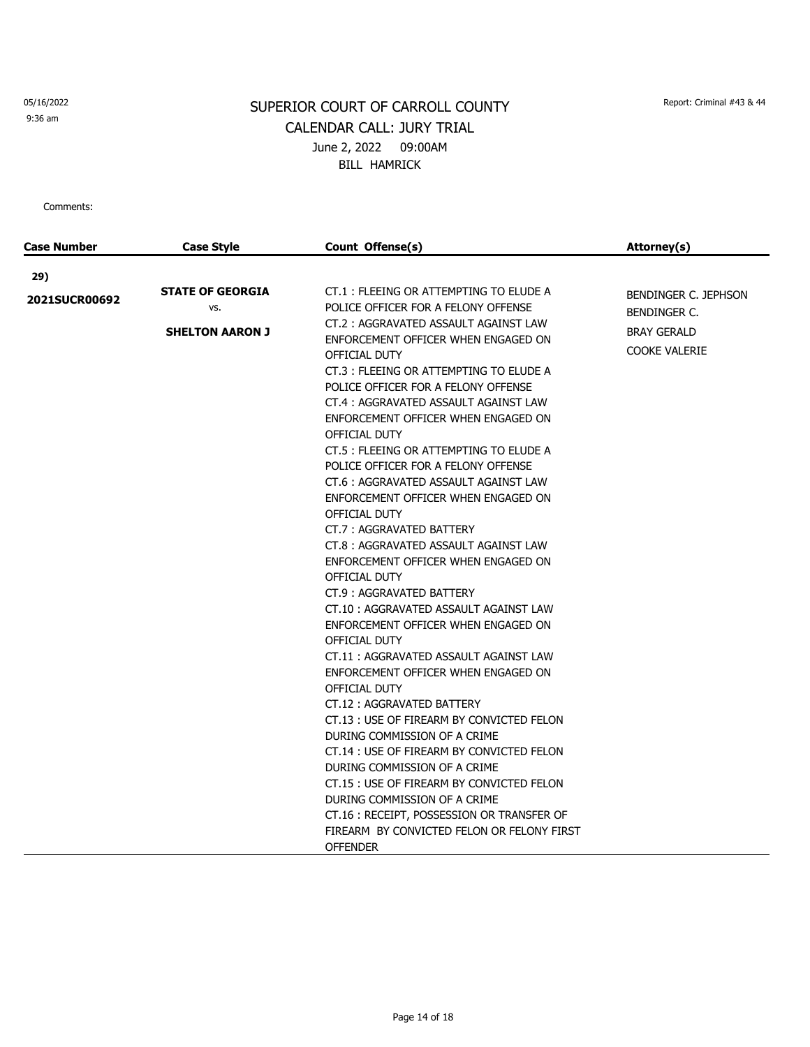05/16/2022
9:36 am

# SUPERIOR COURT OF CARROLL COUNTY
## CALENDAR CALL: JURY TRIAL
June 2, 2022 09:00AM
BILL HAMRICK

Report: Criminal #43 & 44

Comments:

| Case Number | Case Style | Count Offense(s) | Attorney(s) |
|---|---|---|---|
| **29)** **2021SUCR00692** | **STATE OF GEORGIA** vs. **SHELTON AARON J** | CT.1 : FLEEING OR ATTEMPTING TO ELUDE A POLICE OFFICER FOR A FELONY OFFENSE<br>CT.2 : AGGRAVATED ASSAULT AGAINST LAW ENFORCEMENT OFFICER WHEN ENGAGED ON OFFICIAL DUTY<br>CT.3 : FLEEING OR ATTEMPTING TO ELUDE A POLICE OFFICER FOR A FELONY OFFENSE<br>CT.4 : AGGRAVATED ASSAULT AGAINST LAW ENFORCEMENT OFFICER WHEN ENGAGED ON OFFICIAL DUTY<br>CT.5 : FLEEING OR ATTEMPTING TO ELUDE A POLICE OFFICER FOR A FELONY OFFENSE<br>CT.6 : AGGRAVATED ASSAULT AGAINST LAW ENFORCEMENT OFFICER WHEN ENGAGED ON OFFICIAL DUTY<br>CT.7 : AGGRAVATED BATTERY<br>CT.8 : AGGRAVATED ASSAULT AGAINST LAW ENFORCEMENT OFFICER WHEN ENGAGED ON OFFICIAL DUTY<br>CT.9 : AGGRAVATED BATTERY<br>CT.10 : AGGRAVATED ASSAULT AGAINST LAW ENFORCEMENT OFFICER WHEN ENGAGED ON OFFICIAL DUTY<br>CT.11 : AGGRAVATED ASSAULT AGAINST LAW ENFORCEMENT OFFICER WHEN ENGAGED ON OFFICIAL DUTY<br>CT.12 : AGGRAVATED BATTERY<br>CT.13 : USE OF FIREARM BY CONVICTED FELON DURING COMMISSION OF A CRIME<br>CT.14 : USE OF FIREARM BY CONVICTED FELON DURING COMMISSION OF A CRIME<br>CT.15 : USE OF FIREARM BY CONVICTED FELON DURING COMMISSION OF A CRIME<br>CT.16 : RECEIPT, POSSESSION OR TRANSFER OF FIREARM BY CONVICTED FELON OR FELONY FIRST OFFENDER | BENDINGER C. JEPHSON<br>BENDINGER C.<br>BRAY GERALD<br>COOKE VALERIE |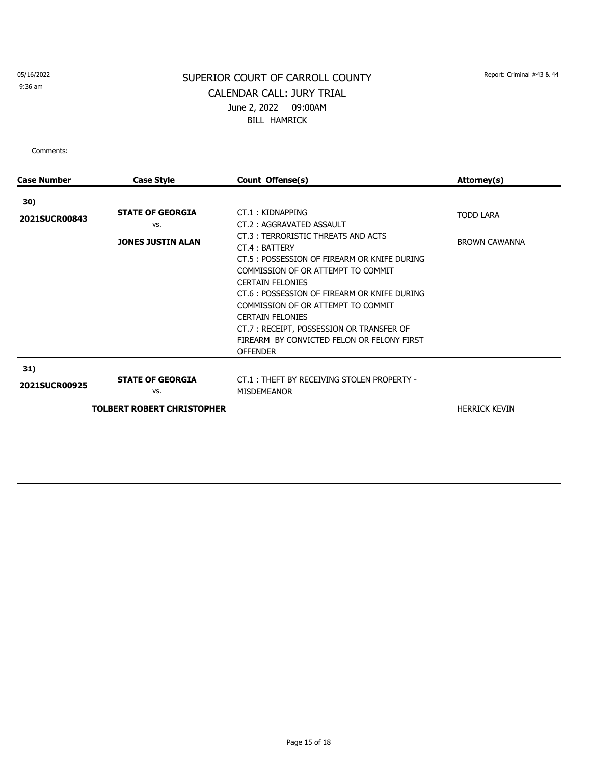05/16/2022
9:36 am

# SUPERIOR COURT OF CARROLL COUNTY

## CALENDAR CALL: JURY TRIAL

June 2, 2022 09:00AM

BILL HAMRICK

Report: Criminal #43 & 44

Comments:

| Case Number | Case Style | Count Offense(s) | Attorney(s) |
|---|---|---|---|
| **30)** **2021SUCR00843** | **STATE OF GEORGIA** vs. **JONES JUSTIN ALAN** | CT.1 : KIDNAPPING<br>CT.2 : AGGRAVATED ASSAULT<br>CT.3 : TERRORISTIC THREATS AND ACTS<br>CT.4 : BATTERY<br>CT.5 : POSSESSION OF FIREARM OR KNIFE DURING COMMISSION OF OR ATTEMPT TO COMMIT CERTAIN FELONIES<br>CT.6 : POSSESSION OF FIREARM OR KNIFE DURING COMMISSION OF OR ATTEMPT TO COMMIT CERTAIN FELONIES<br>CT.7 : RECEIPT, POSSESSION OR TRANSFER OF FIREARM BY CONVICTED FELON OR FELONY FIRST OFFENDER | TODD LARA<br>BROWN CAWANNA |
| **31)** **2021SUCR00925** | **STATE OF GEORGIA** vs. **TOLBERT ROBERT CHRISTOPHER** | CT.1 : THEFT BY RECEIVING STOLEN PROPERTY - MISDEMEANOR | HERRICK KEVIN |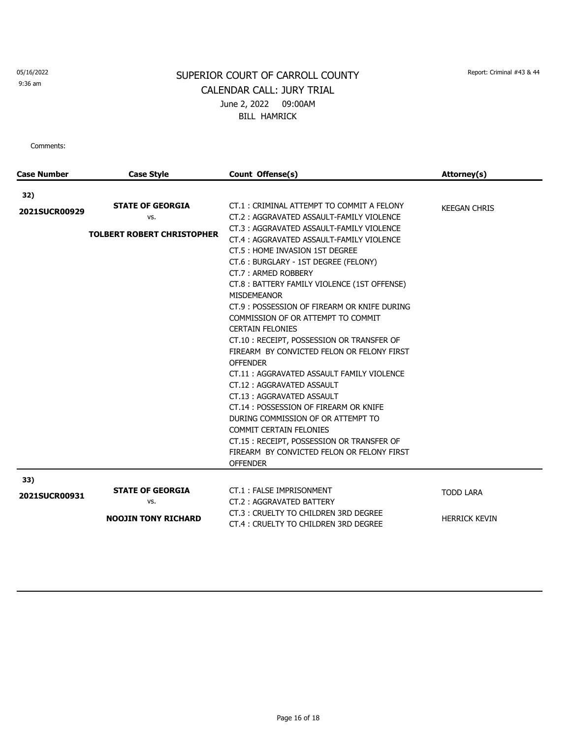# SUPERIOR COURT OF CARROLL COUNTY

CALENDAR CALL: JURY TRIAL

June 2, 2022 09:00AM

BILL HAMRICK

05/16/2022
9:36 am

Report: Criminal #43 & 44

Comments:

| Case Number | Case Style | Count Offense(s) | Attorney(s) |
|---|---|---|---|
| **32)** **2021SUCR00929** | **STATE OF GEORGIA** vs. **TOLBERT ROBERT CHRISTOPHER** | CT.1 : CRIMINAL ATTEMPT TO COMMIT A FELONY<br>CT.2 : AGGRAVATED ASSAULT-FAMILY VIOLENCE<br>CT.3 : AGGRAVATED ASSAULT-FAMILY VIOLENCE<br>CT.4 : AGGRAVATED ASSAULT-FAMILY VIOLENCE<br>CT.5 : HOME INVASION 1ST DEGREE<br>CT.6 : BURGLARY - 1ST DEGREE (FELONY)<br>CT.7 : ARMED ROBBERY<br>CT.8 : BATTERY FAMILY VIOLENCE (1ST OFFENSE) MISDEMEANOR<br>CT.9 : POSSESSION OF FIREARM OR KNIFE DURING COMMISSION OF OR ATTEMPT TO COMMIT CERTAIN FELONIES<br>CT.10 : RECEIPT, POSSESSION OR TRANSFER OF FIREARM BY CONVICTED FELON OR FELONY FIRST OFFENDER<br>CT.11 : AGGRAVATED ASSAULT FAMILY VIOLENCE<br>CT.12 : AGGRAVATED ASSAULT<br>CT.13 : AGGRAVATED ASSAULT<br>CT.14 : POSSESSION OF FIREARM OR KNIFE DURING COMMISSION OF OR ATTEMPT TO COMMIT CERTAIN FELONIES<br>CT.15 : RECEIPT, POSSESSION OR TRANSFER OF FIREARM BY CONVICTED FELON OR FELONY FIRST OFFENDER | KEEGAN CHRIS |
| **33)** **2021SUCR00931** | **STATE OF GEORGIA** vs. **NOOJIN TONY RICHARD** | CT.1 : FALSE IMPRISONMENT<br>CT.2 : AGGRAVATED BATTERY<br>CT.3 : CRUELTY TO CHILDREN 3RD DEGREE<br>CT.4 : CRUELTY TO CHILDREN 3RD DEGREE | TODD LARA<br>HERRICK KEVIN |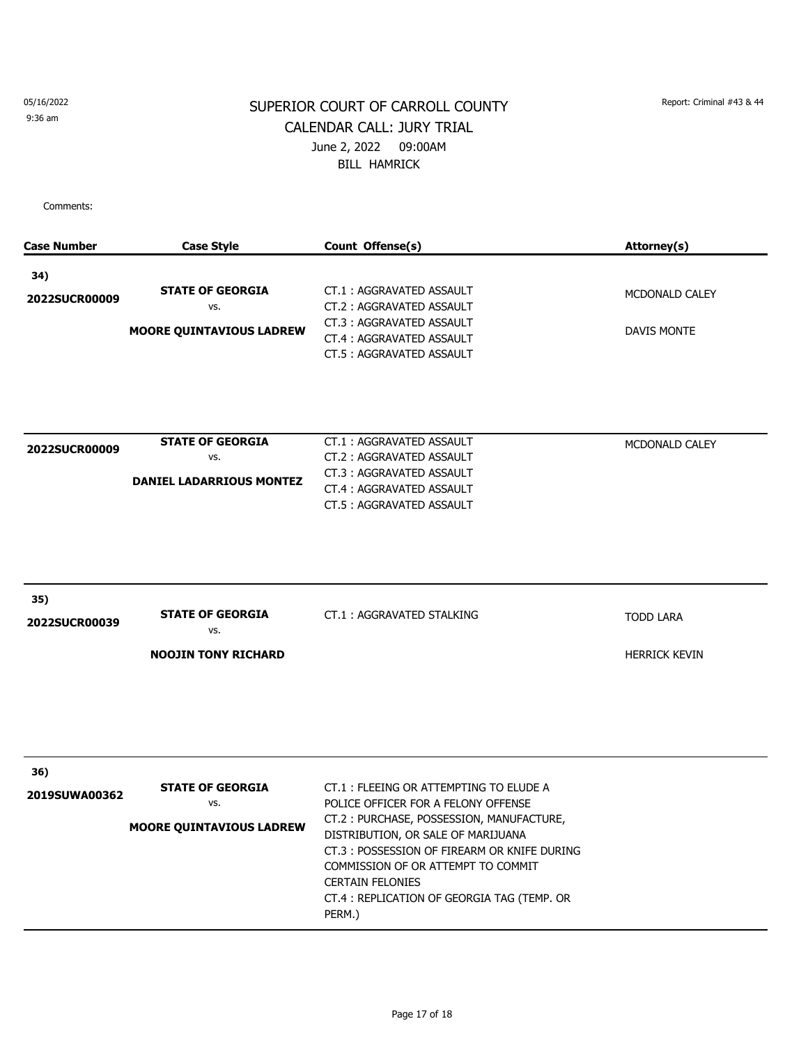05/16/2022
9:36 am

Report: Criminal #43 & 44

# SUPERIOR COURT OF CARROLL COUNTY
## CALENDAR CALL: JURY TRIAL
June 2, 2022 09:00AM
BILL HAMRICK

Comments:

| Case Number | Case Style | Count Offense(s) | Attorney(s) |
|---|---|---|---|
| **34)**<br>**2022SUCR00009** | **STATE OF GEORGIA**<br>vs.<br>**MOORE QUINTAVIOUS LADREW** | CT.1 : AGGRAVATED ASSAULT<br>CT.2 : AGGRAVATED ASSAULT<br>CT.3 : AGGRAVATED ASSAULT<br>CT.4 : AGGRAVATED ASSAULT<br>CT.5 : AGGRAVATED ASSAULT | MCDONALD CALEY<br>DAVIS MONTE |
| **2022SUCR00009** | **STATE OF GEORGIA**<br>vs.<br>**DANIEL LADARRIOUS MONTEZ** | CT.1 : AGGRAVATED ASSAULT<br>CT.2 : AGGRAVATED ASSAULT<br>CT.3 : AGGRAVATED ASSAULT<br>CT.4 : AGGRAVATED ASSAULT<br>CT.5 : AGGRAVATED ASSAULT | MCDONALD CALEY |
| **35)**<br>**2022SUCR00039** | **STATE OF GEORGIA**<br>vs.<br>**NOOJIN TONY RICHARD** | CT.1 : AGGRAVATED STALKING | TODD LARA<br>HERRICK KEVIN |
| **36)**<br>**2019SUWA00362** | **STATE OF GEORGIA**<br>vs.<br>**MOORE QUINTAVIOUS LADREW** | CT.1 : FLEEING OR ATTEMPTING TO ELUDE A POLICE OFFICER FOR A FELONY OFFENSE<br>CT.2 : PURCHASE, POSSESSION, MANUFACTURE, DISTRIBUTION, OR SALE OF MARIJUANA<br>CT.3 : POSSESSION OF FIREARM OR KNIFE DURING COMMISSION OF OR ATTEMPT TO COMMIT CERTAIN FELONIES<br>CT.4 : REPLICATION OF GEORGIA TAG (TEMP. OR PERM.) | |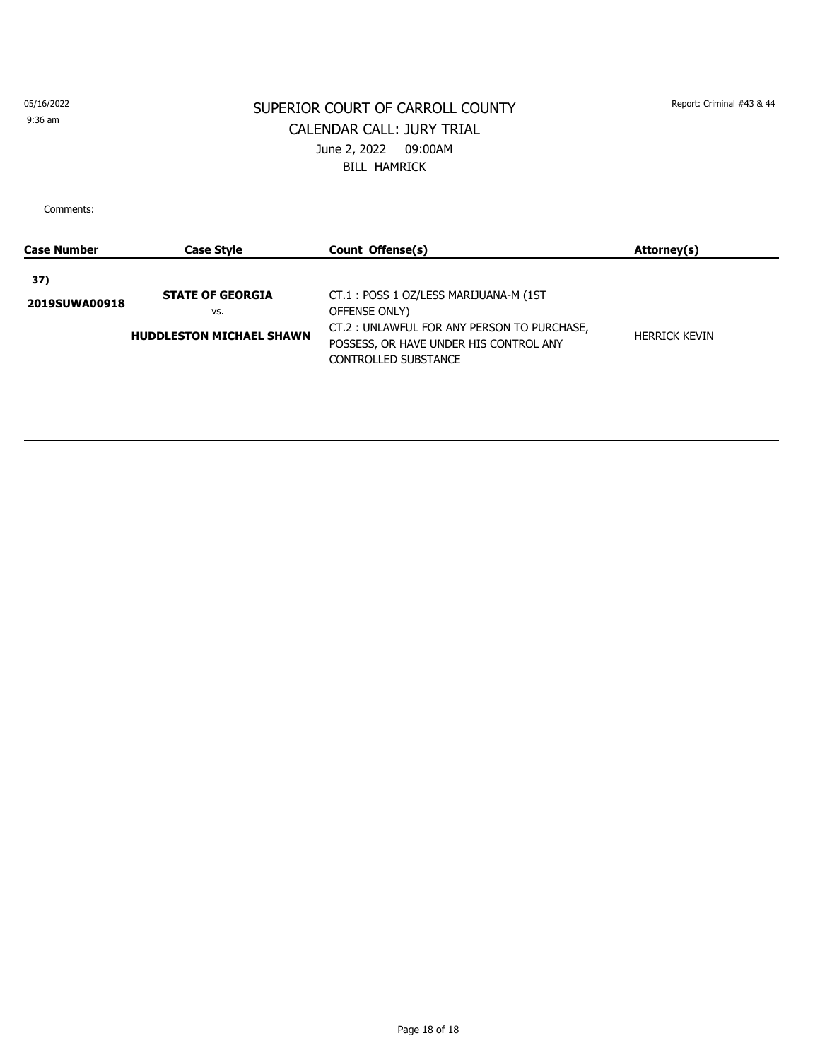05/16/2022
9:36 am

# SUPERIOR COURT OF CARROLL COUNTY

## CALENDAR CALL: JURY TRIAL

June 2, 2022 09:00AM

BILL HAMRICK

Report: Criminal #43 & 44

Comments:

| Case Number | Case Style | Count Offense(s) | Attorney(s) |
|---|---|---|---|
| **37)** **2019SUWA00918** | **STATE OF GEORGIA** vs. **HUDDLESTON MICHAEL SHAWN** | CT.1 : POSS 1 OZ/LESS MARIJUANA-M (1ST OFFENSE ONLY) CT.2 : UNLAWFUL FOR ANY PERSON TO PURCHASE, POSSESS, OR HAVE UNDER HIS CONTROL ANY CONTROLLED SUBSTANCE | HERRICK KEVIN |